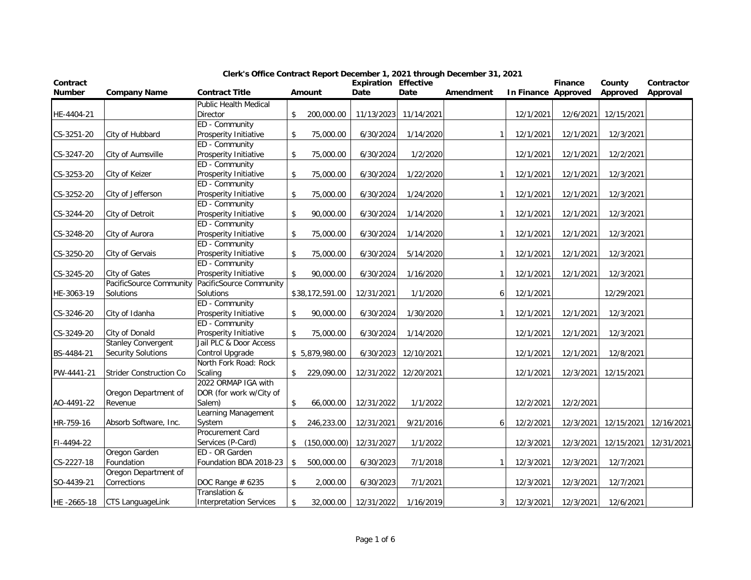# Clerk's Office Contract Report December 1, 2021 through December 31, 2021

| Contract Number | Company Name | Contract Title | Amount | Expiration Date | Effective Date | Amendment | In Finance | Finance Approved | County Approved | Contractor Approval |
|---|---|---|---|---|---|---|---|---|---|---|
| HE-4404-21 | | Public Health Medical Director | $ 200,000.00 | 11/13/2023 | 11/14/2021 | | 12/1/2021 | 12/6/2021 | 12/15/2021 | |
| CS-3251-20 | City of Hubbard | ED - Community Prosperity Initiative | $ 75,000.00 | 6/30/2024 | 1/14/2020 | 1 | 12/1/2021 | 12/1/2021 | 12/3/2021 | |
| CS-3247-20 | City of Aumsville | ED - Community Prosperity Initiative | $ 75,000.00 | 6/30/2024 | 1/2/2020 | | 12/1/2021 | 12/1/2021 | 12/2/2021 | |
| CS-3253-20 | City of Keizer | ED - Community Prosperity Initiative | $ 75,000.00 | 6/30/2024 | 1/22/2020 | 1 | 12/1/2021 | 12/1/2021 | 12/3/2021 | |
| CS-3252-20 | City of Jefferson | ED - Community Prosperity Initiative | $ 75,000.00 | 6/30/2024 | 1/24/2020 | 1 | 12/1/2021 | 12/1/2021 | 12/3/2021 | |
| CS-3244-20 | City of Detroit | ED - Community Prosperity Initiative | $ 90,000.00 | 6/30/2024 | 1/14/2020 | 1 | 12/1/2021 | 12/1/2021 | 12/3/2021 | |
| CS-3248-20 | City of Aurora | ED - Community Prosperity Initiative | $ 75,000.00 | 6/30/2024 | 1/14/2020 | 1 | 12/1/2021 | 12/1/2021 | 12/3/2021 | |
| CS-3250-20 | City of Gervais | ED - Community Prosperity Initiative | $ 75,000.00 | 6/30/2024 | 5/14/2020 | 1 | 12/1/2021 | 12/1/2021 | 12/3/2021 | |
| CS-3245-20 | City of Gates | ED - Community Prosperity Initiative | $ 90,000.00 | 6/30/2024 | 1/16/2020 | 1 | 12/1/2021 | 12/1/2021 | 12/3/2021 | |
| HE-3063-19 | PacificSource Community Solutions | PacificSource Community Solutions | $38,172,591.00 | 12/31/2021 | 1/1/2020 | 6 | 12/1/2021 | | 12/29/2021 | |
| CS-3246-20 | City of Idanha | ED - Community Prosperity Initiative | $ 90,000.00 | 6/30/2024 | 1/30/2020 | 1 | 12/1/2021 | 12/1/2021 | 12/3/2021 | |
| CS-3249-20 | City of Donald | ED - Community Prosperity Initiative | $ 75,000.00 | 6/30/2024 | 1/14/2020 | | 12/1/2021 | 12/1/2021 | 12/3/2021 | |
| BS-4484-21 | Stanley Convergent Security Solutions | Jail PLC & Door Access Control Upgrade | $ 5,879,980.00 | 6/30/2023 | 12/10/2021 | | 12/1/2021 | 12/1/2021 | 12/8/2021 | |
| PW-4441-21 | Strider Construction Co | North Fork Road: Rock Scaling | $ 229,090.00 | 12/31/2022 | 12/20/2021 | | 12/1/2021 | 12/3/2021 | 12/15/2021 | |
| AO-4491-22 | Oregon Department of Revenue | 2022 ORMAP IGA with DOR (for work w/City of Salem) | $ 66,000.00 | 12/31/2022 | 1/1/2022 | | 12/2/2021 | 12/2/2021 | | |
| HR-759-16 | Absorb Software, Inc. | Learning Management System | $ 246,233.00 | 12/31/2021 | 9/21/2016 | 6 | 12/2/2021 | 12/3/2021 | 12/15/2021 | 12/16/2021 |
| FI-4494-22 | | Procurement Card Services (P-Card) | $ (150,000.00) | 12/31/2027 | 1/1/2022 | | 12/3/2021 | 12/3/2021 | 12/15/2021 | 12/31/2021 |
| CS-2227-18 | Oregon Garden Foundation | ED - OR Garden Foundation BDA 2018-23 | $ 500,000.00 | 6/30/2023 | 7/1/2018 | 1 | 12/3/2021 | 12/3/2021 | 12/7/2021 | |
| SO-4439-21 | Oregon Department of Corrections | DOC Range # 6235 | $ 2,000.00 | 6/30/2023 | 7/1/2021 | | 12/3/2021 | 12/3/2021 | 12/7/2021 | |
| HE -2665-18 | CTS LanguageLink | Translation & Interpretation Services | $ 32,000.00 | 12/31/2022 | 1/16/2019 | 3 | 12/3/2021 | 12/3/2021 | 12/6/2021 | |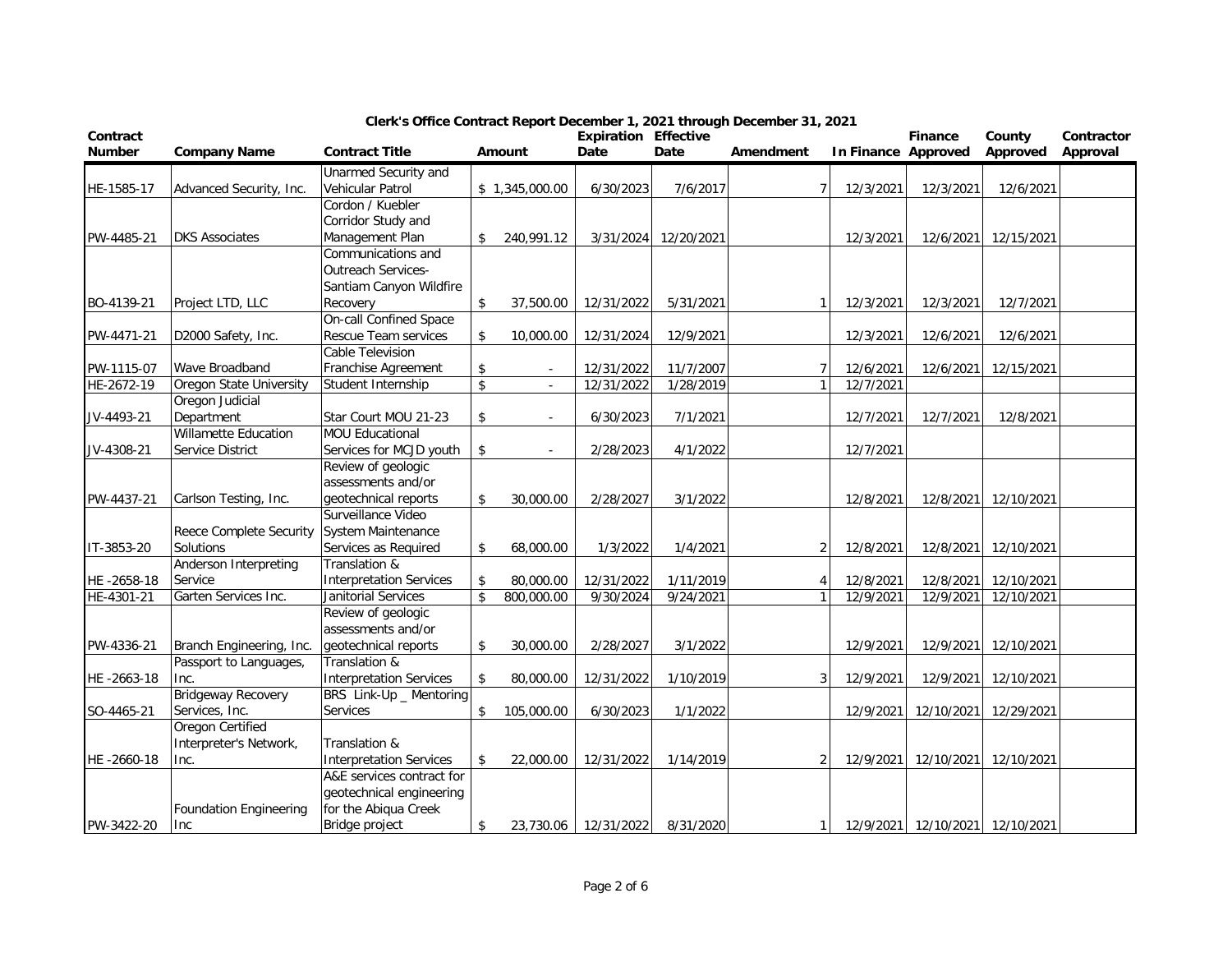## Clerk's Office Contract Report December 1, 2021 through December 31, 2021

| Contract Number | Company Name | Contract Title | Amount | Expiration Date | Effective Date | Amendment | In Finance | Finance Approved | County Approved | Contractor Approval |
|---|---|---|---|---|---|---|---|---|---|---|
| HE-1585-17 | Advanced Security, Inc. | Unarmed Security and Vehicular Patrol | $ 1,345,000.00 | 6/30/2023 | 7/6/2017 | 7 | 12/3/2021 | 12/3/2021 | 12/6/2021 | |
| PW-4485-21 | DKS Associates | Cordon / Kuebler Corridor Study and Management Plan | $ 240,991.12 | 3/31/2024 | 12/20/2021 | | 12/3/2021 | 12/6/2021 | 12/15/2021 | |
| BO-4139-21 | Project LTD, LLC | Communications and Outreach Services- Santiam Canyon Wildfire Recovery | $ 37,500.00 | 12/31/2022 | 5/31/2021 | 1 | 12/3/2021 | 12/3/2021 | 12/7/2021 | |
| PW-4471-21 | D2000 Safety, Inc. | On-call Confined Space Rescue Team services | $ 10,000.00 | 12/31/2024 | 12/9/2021 | | 12/3/2021 | 12/6/2021 | 12/6/2021 | |
| PW-1115-07 | Wave Broadband | Cable Television Franchise Agreement | $ - | 12/31/2022 | 11/7/2007 | 7 | 12/6/2021 | 12/6/2021 | 12/15/2021 | |
| HE-2672-19 | Oregon State University | Student Internship | $ - | 12/31/2022 | 1/28/2019 | 1 | 12/7/2021 | | | |
| JV-4493-21 | Oregon Judicial Department | Star Court MOU 21-23 | $ - | 6/30/2023 | 7/1/2021 | | 12/7/2021 | 12/7/2021 | 12/8/2021 | |
| JV-4308-21 | Willamette Education Service District | MOU Educational Services for MCJD youth | $ - | 2/28/2023 | 4/1/2022 | | 12/7/2021 | | | |
| PW-4437-21 | Carlson Testing, Inc. | Review of geologic assessments and/or geotechnical reports | $ 30,000.00 | 2/28/2027 | 3/1/2022 | | 12/8/2021 | 12/8/2021 | 12/10/2021 | |
| IT-3853-20 | Reece Complete Security Solutions | Surveillance Video System Maintenance Services as Required | $ 68,000.00 | 1/3/2022 | 1/4/2021 | 2 | 12/8/2021 | 12/8/2021 | 12/10/2021 | |
| HE -2658-18 | Anderson Interpreting Service | Translation & Interpretation Services | $ 80,000.00 | 12/31/2022 | 1/11/2019 | 4 | 12/8/2021 | 12/8/2021 | 12/10/2021 | |
| HE-4301-21 | Garten Services Inc. | Janitorial Services | $ 800,000.00 | 9/30/2024 | 9/24/2021 | 1 | 12/9/2021 | 12/9/2021 | 12/10/2021 | |
| PW-4336-21 | Branch Engineering, Inc. | Review of geologic assessments and/or geotechnical reports | $ 30,000.00 | 2/28/2027 | 3/1/2022 | | 12/9/2021 | 12/9/2021 | 12/10/2021 | |
| HE -2663-18 | Passport to Languages, Inc. | Translation & Interpretation Services | $ 80,000.00 | 12/31/2022 | 1/10/2019 | 3 | 12/9/2021 | 12/9/2021 | 12/10/2021 | |
| SO-4465-21 | Bridgeway Recovery Services, Inc. | BRS Link-Up _ Mentoring Services | $ 105,000.00 | 6/30/2023 | 1/1/2022 | | 12/9/2021 | 12/10/2021 | 12/29/2021 | |
| HE -2660-18 | Oregon Certified Interpreter's Network, Inc. | Translation & Interpretation Services | $ 22,000.00 | 12/31/2022 | 1/14/2019 | 2 | 12/9/2021 | 12/10/2021 | 12/10/2021 | |
| PW-3422-20 | Foundation Engineering Inc | A&E services contract for geotechnical engineering for the Abiqua Creek Bridge project | $ 23,730.06 | 12/31/2022 | 8/31/2020 | 1 | 12/9/2021 | 12/10/2021 | 12/10/2021 | |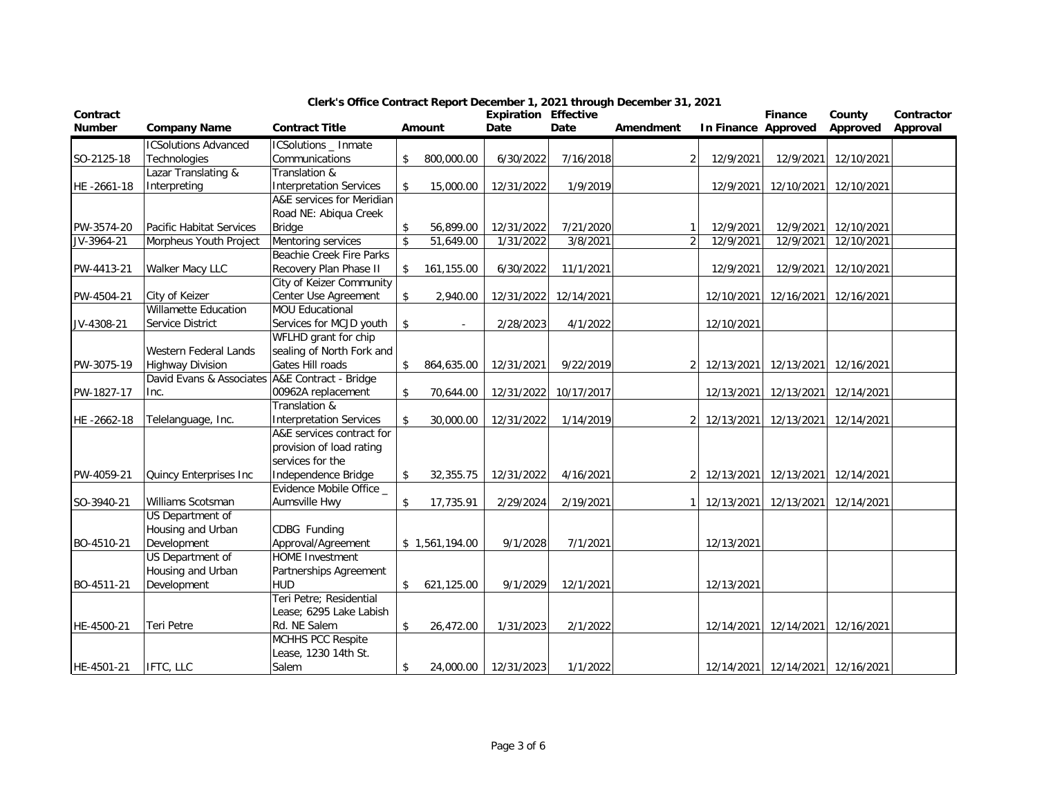## Clerk's Office Contract Report December 1, 2021 through December 31, 2021

| Contract Number | Company Name | Contract Title | Amount | Expiration Date | Effective Date | Amendment | In Finance | Finance Approved | County Approved | Contractor Approval |
|---|---|---|---|---|---|---|---|---|---|---|
| SO-2125-18 | ICSolutions Advanced Technologies | ICSolutions _ Inmate Communications | $ 800,000.00 | 6/30/2022 | 7/16/2018 | 2 | 12/9/2021 | 12/9/2021 | 12/10/2021 | |
| HE -2661-18 | Lazar Translating & Interpreting | Translation & Interpretation Services | $ 15,000.00 | 12/31/2022 | 1/9/2019 | | 12/9/2021 | 12/10/2021 | 12/10/2021 | |
| PW-3574-20 | Pacific Habitat Services | A&E services for Meridian Road NE: Abiqua Creek Bridge | $ 56,899.00 | 12/31/2022 | 7/21/2020 | 1 | 12/9/2021 | 12/9/2021 | 12/10/2021 | |
| JV-3964-21 | Morpheus Youth Project | Mentoring services | $ 51,649.00 | 1/31/2022 | 3/8/2021 | 2 | 12/9/2021 | 12/9/2021 | 12/10/2021 | |
| PW-4413-21 | Walker Macy LLC | Beachie Creek Fire Parks Recovery Plan Phase II | $ 161,155.00 | 6/30/2022 | 11/1/2021 | | 12/9/2021 | 12/9/2021 | 12/10/2021 | |
| PW-4504-21 | City of Keizer | City of Keizer Community Center Use Agreement | $ 2,940.00 | 12/31/2022 | 12/14/2021 | | 12/10/2021 | 12/16/2021 | 12/16/2021 | |
| JV-4308-21 | Willamette Education Service District | MOU Educational Services for MCJD youth | $ - | 2/28/2023 | 4/1/2022 | | 12/10/2021 | | | |
| PW-3075-19 | Western Federal Lands Highway Division | WFLHD grant for chip sealing of North Fork and Gates Hill roads | $ 864,635.00 | 12/31/2021 | 9/22/2019 | 2 | 12/13/2021 | 12/13/2021 | 12/16/2021 | |
| PW-1827-17 | David Evans & Associates Inc. | A&E Contract - Bridge 00962A replacement | $ 70,644.00 | 12/31/2022 | 10/17/2017 | | 12/13/2021 | 12/13/2021 | 12/14/2021 | |
| HE -2662-18 | Telelanguage, Inc. | Translation & Interpretation Services | $ 30,000.00 | 12/31/2022 | 1/14/2019 | 2 | 12/13/2021 | 12/13/2021 | 12/14/2021 | |
| PW-4059-21 | Quincy Enterprises Inc | A&E services contract for provision of load rating services for the Independence Bridge | $ 32,355.75 | 12/31/2022 | 4/16/2021 | 2 | 12/13/2021 | 12/13/2021 | 12/14/2021 | |
| SO-3940-21 | Williams Scotsman | Evidence Mobile Office _ Aumsville Hwy | $ 17,735.91 | 2/29/2024 | 2/19/2021 | 1 | 12/13/2021 | 12/13/2021 | 12/14/2021 | |
| BO-4510-21 | US Department of Housing and Urban Development | CDBG Funding Approval/Agreement | $ 1,561,194.00 | 9/1/2028 | 7/1/2021 | | 12/13/2021 | | | |
| BO-4511-21 | US Department of Housing and Urban Development | HOME Investment Partnerships Agreement HUD | $ 621,125.00 | 9/1/2029 | 12/1/2021 | | 12/13/2021 | | | |
| HE-4500-21 | Teri Petre | Teri Petre; Residential Lease; 6295 Lake Labish Rd. NE Salem | $ 26,472.00 | 1/31/2023 | 2/1/2022 | | 12/14/2021 | 12/14/2021 | 12/16/2021 | |
| HE-4501-21 | IFTC, LLC | MCHHS PCC Respite Lease, 1230 14th St. Salem | $ 24,000.00 | 12/31/2023 | 1/1/2022 | | 12/14/2021 | 12/14/2021 | 12/16/2021 | |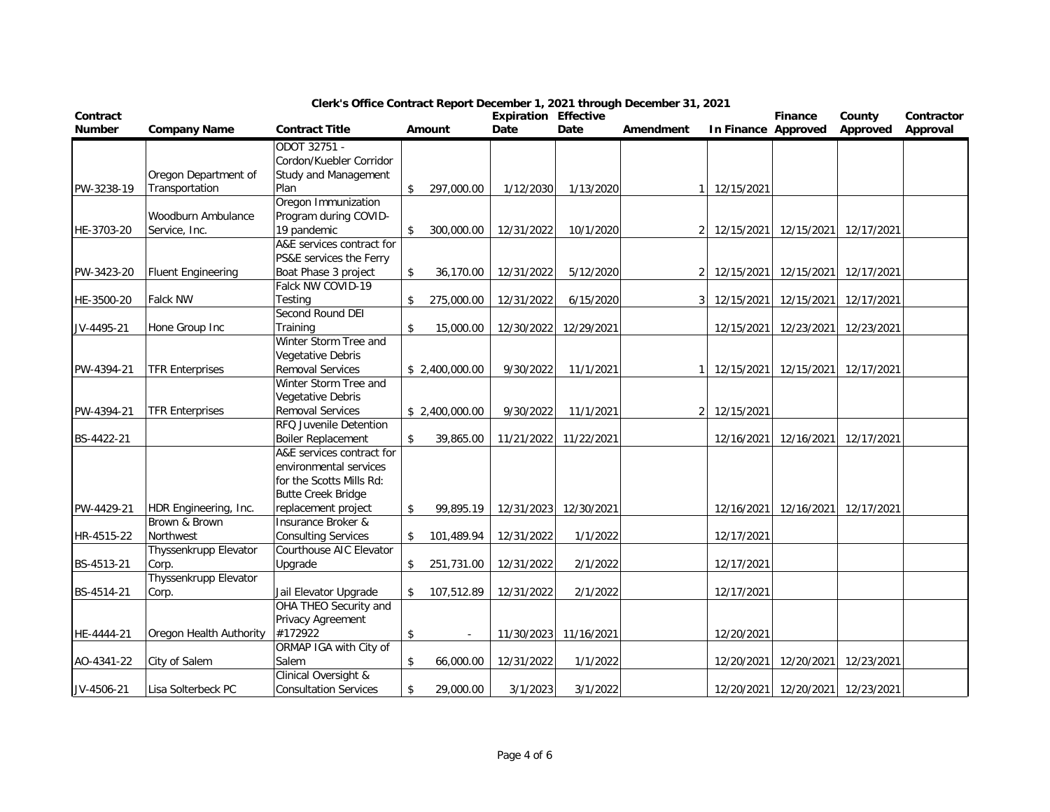# Clerk's Office Contract Report December 1, 2021 through December 31, 2021

| Contract Number | Company Name | Contract Title | Amount | Expiration Date | Effective Date | Amendment | In Finance | Finance Approved | County Approved | Contractor Approval |
|---|---|---|---|---|---|---|---|---|---|---|
| PW-3238-19 | Oregon Department of Transportation | ODOT 32751 - Cordon/Kuebler Corridor Study and Management Plan | $ 297,000.00 | 1/12/2030 | 1/13/2020 | 1 | 12/15/2021 | | | |
| HE-3703-20 | Woodburn Ambulance Service, Inc. | Oregon Immunization Program during COVID-19 pandemic | $ 300,000.00 | 12/31/2022 | 10/1/2020 | 2 | 12/15/2021 | 12/15/2021 | 12/17/2021 | |
| PW-3423-20 | Fluent Engineering | A&E services contract for PS&E services the Ferry Boat Phase 3 project | $ 36,170.00 | 12/31/2022 | 5/12/2020 | 2 | 12/15/2021 | 12/15/2021 | 12/17/2021 | |
| HE-3500-20 | Falck NW | Falck NW COVID-19 Testing | $ 275,000.00 | 12/31/2022 | 6/15/2020 | 3 | 12/15/2021 | 12/15/2021 | 12/17/2021 | |
| JV-4495-21 | Hone Group Inc | Second Round DEI Training | $ 15,000.00 | 12/30/2022 | 12/29/2021 | | 12/15/2021 | 12/23/2021 | 12/23/2021 | |
| PW-4394-21 | TFR Enterprises | Winter Storm Tree and Vegetative Debris Removal Services | $ 2,400,000.00 | 9/30/2022 | 11/1/2021 | 1 | 12/15/2021 | 12/15/2021 | 12/17/2021 | |
| PW-4394-21 | TFR Enterprises | Winter Storm Tree and Vegetative Debris Removal Services | $ 2,400,000.00 | 9/30/2022 | 11/1/2021 | 2 | 12/15/2021 | | | |
| BS-4422-21 | | RFQ Juvenile Detention Boiler Replacement | $ 39,865.00 | 11/21/2022 | 11/22/2021 | | 12/16/2021 | 12/16/2021 | 12/17/2021 | |
| PW-4429-21 | HDR Engineering, Inc. | A&E services contract for environmental services for the Scotts Mills Rd: Butte Creek Bridge replacement project | $ 99,895.19 | 12/31/2023 | 12/30/2021 | | 12/16/2021 | 12/16/2021 | 12/17/2021 | |
| HR-4515-22 | Brown & Brown Northwest | Insurance Broker & Consulting Services | $ 101,489.94 | 12/31/2022 | 1/1/2022 | | 12/17/2021 | | | |
| BS-4513-21 | Thyssenkrupp Elevator Corp. | Courthouse AIC Elevator Upgrade | $ 251,731.00 | 12/31/2022 | 2/1/2022 | | 12/17/2021 | | | |
| BS-4514-21 | Thyssenkrupp Elevator Corp. | Jail Elevator Upgrade | $ 107,512.89 | 12/31/2022 | 2/1/2022 | | 12/17/2021 | | | |
| HE-4444-21 | Oregon Health Authority | OHA THEO Security and Privacy Agreement #172922 | $ - | 11/30/2023 | 11/16/2021 | | 12/20/2021 | | | |
| AO-4341-22 | City of Salem | ORMAP IGA with City of Salem | $ 66,000.00 | 12/31/2022 | 1/1/2022 | | 12/20/2021 | 12/20/2021 | 12/23/2021 | |
| JV-4506-21 | Lisa Solterbeck PC | Clinical Oversight & Consultation Services | $ 29,000.00 | 3/1/2023 | 3/1/2022 | | 12/20/2021 | 12/20/2021 | 12/23/2021 | |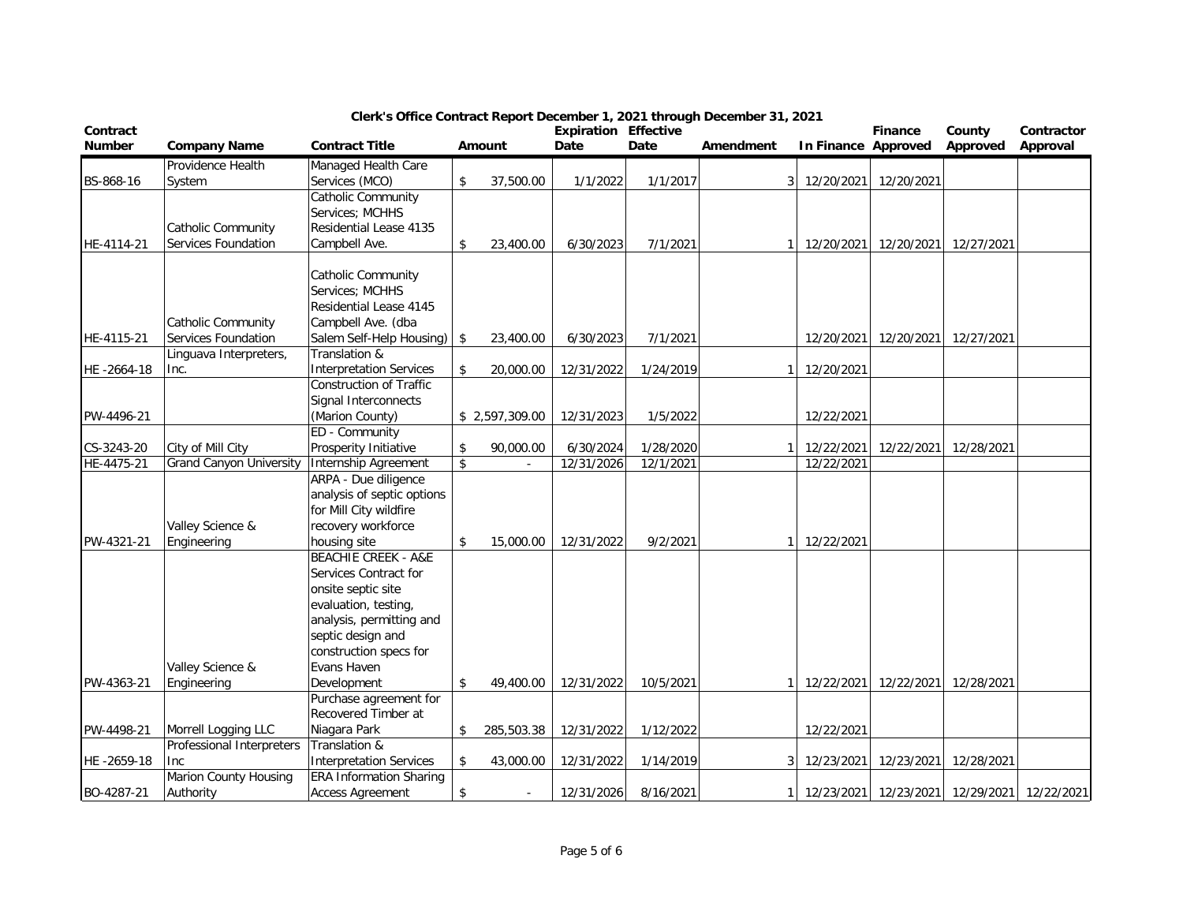# Clerk's Office Contract Report December 1, 2021 through December 31, 2021

| Contract Number | Company Name | Contract Title | Amount | Expiration Date | Effective Date | Amendment | In Finance | Finance Approved | County Approved | Contractor Approval |
|---|---|---|---|---|---|---|---|---|---|---|
| BS-868-16 | Providence Health System | Managed Health Care Services (MCO) | $ 37,500.00 | 1/1/2022 | 1/1/2017 | 3 | 12/20/2021 | 12/20/2021 | | |
| HE-4114-21 | Catholic Community Services Foundation | Catholic Community Services; MCHHS Residential Lease 4135 Campbell Ave. | $ 23,400.00 | 6/30/2023 | 7/1/2021 | 1 | 12/20/2021 | 12/20/2021 | 12/27/2021 | |
| HE-4115-21 | Catholic Community Services Foundation | Catholic Community Services; MCHHS Residential Lease 4145 Campbell Ave. (dba Salem Self-Help Housing) | $ 23,400.00 | 6/30/2023 | 7/1/2021 | | 12/20/2021 | 12/20/2021 | 12/27/2021 | |
| HE -2664-18 | Linguava Interpreters, Inc. | Translation & Interpretation Services | $ 20,000.00 | 12/31/2022 | 1/24/2019 | 1 | 12/20/2021 | | | |
| PW-4496-21 | | Construction of Traffic Signal Interconnects (Marion County) | $ 2,597,309.00 | 12/31/2023 | 1/5/2022 | | 12/22/2021 | | | |
| CS-3243-20 | City of Mill City | ED - Community Prosperity Initiative | $ 90,000.00 | 6/30/2024 | 1/28/2020 | 1 | 12/22/2021 | 12/22/2021 | 12/28/2021 | |
| HE-4475-21 | Grand Canyon University | Internship Agreement | $ - | 12/31/2026 | 12/1/2021 | | 12/22/2021 | | | |
| PW-4321-21 | Valley Science & Engineering | ARPA - Due diligence analysis of septic options for Mill City wildfire recovery workforce housing site | $ 15,000.00 | 12/31/2022 | 9/2/2021 | 1 | 12/22/2021 | | | |
| PW-4363-21 | Valley Science & Engineering | BEACHIE CREEK - A&E Services Contract for onsite septic site evaluation, testing, analysis, permitting and septic design and construction specs for Evans Haven Development | $ 49,400.00 | 12/31/2022 | 10/5/2021 | 1 | 12/22/2021 | 12/22/2021 | 12/28/2021 | |
| PW-4498-21 | Morrell Logging LLC | Purchase agreement for Recovered Timber at Niagara Park | $ 285,503.38 | 12/31/2022 | 1/12/2022 | | 12/22/2021 | | | |
| HE -2659-18 | Professional Interpreters Inc | Translation & Interpretation Services | $ 43,000.00 | 12/31/2022 | 1/14/2019 | 3 | 12/23/2021 | 12/23/2021 | 12/28/2021 | |
| BO-4287-21 | Marion County Housing Authority | ERA Information Sharing Access Agreement | $ - | 12/31/2026 | 8/16/2021 | 1 | 12/23/2021 | 12/23/2021 | 12/29/2021 | 12/22/2021 |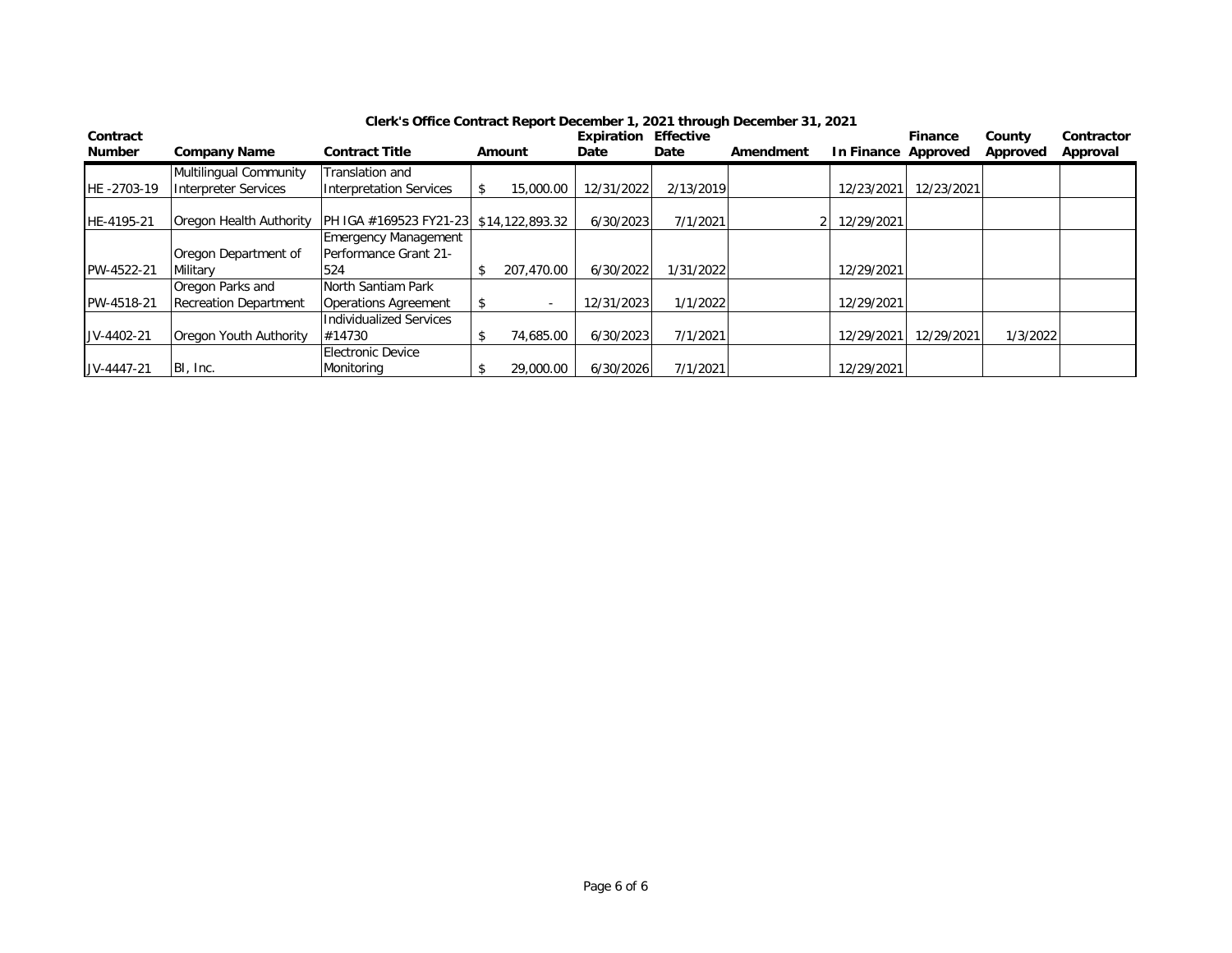**Clerk's Office Contract Report December 1, 2021 through December 31, 2021**

| Contract Number | Company Name | Contract Title | Amount | Expiration Date | Effective Date | Amendment | In Finance | Finance Approved | County Approved | Contractor Approval |
|---|---|---|---|---|---|---|---|---|---|---|
| HE -2703-19 | Multilingual Community Interpreter Services | Translation and Interpretation Services | $ 15,000.00 | 12/31/2022 | 2/13/2019 | | 12/23/2021 | 12/23/2021 | | |
| HE-4195-21 | Oregon Health Authority | PH IGA #169523 FY21-23 | $14,122,893.32 | 6/30/2023 | 7/1/2021 | 2 | 12/29/2021 | | | |
| PW-4522-21 | Oregon Department of Military | Emergency Management Performance Grant 21-524 | $ 207,470.00 | 6/30/2022 | 1/31/2022 | | 12/29/2021 | | | |
| PW-4518-21 | Oregon Parks and Recreation Department | North Santiam Park Operations Agreement | $ - | 12/31/2023 | 1/1/2022 | | 12/29/2021 | | | |
| JV-4402-21 | Oregon Youth Authority | Individualized Services #14730 | $ 74,685.00 | 6/30/2023 | 7/1/2021 | | 12/29/2021 | 12/29/2021 | 1/3/2022 | |
| JV-4447-21 | BI, Inc. | Electronic Device Monitoring | $ 29,000.00 | 6/30/2026 | 7/1/2021 | | 12/29/2021 | | | |